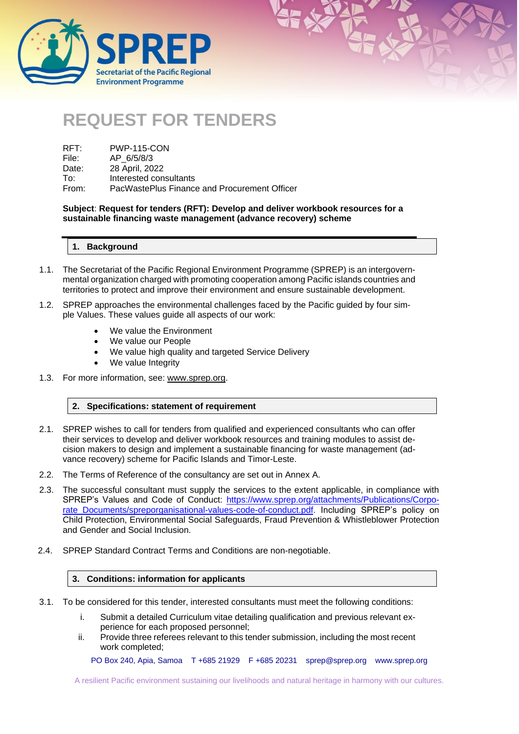# REQUEST FOR TENDERS

RFT: PWP-115-CON
File: AP_6/5/8/3
Date: 28 April, 2022
To: Interested consultants
From: PacWastePlus Finance and Procurement Officer

**Subject**: **Request for tenders (RFT): Develop and deliver workbook resources for a sustainable financing waste management (advance recovery) scheme**

## 1. Background

1.1. The Secretariat of the Pacific Regional Environment Programme (SPREP) is an intergovernmental organization charged with promoting cooperation among Pacific islands countries and territories to protect and improve their environment and ensure sustainable development.

1.2. SPREP approaches the environmental challenges faced by the Pacific guided by four simple Values. These values guide all aspects of our work:

- We value the Environment
- We value our People
- We value high quality and targeted Service Delivery
- We value Integrity

1.3. For more information, see: www.sprep.org.

## 2. Specifications: statement of requirement

2.1. SPREP wishes to call for tenders from qualified and experienced consultants who can offer their services to develop and deliver workbook resources and training modules to assist decision makers to design and implement a sustainable financing for waste management (advance recovery) scheme for Pacific Islands and Timor-Leste.

2.2. The Terms of Reference of the consultancy are set out in Annex A.

2.3. The successful consultant must supply the services to the extent applicable, in compliance with SPREP's Values and Code of Conduct: https://www.sprep.org/attachments/Publications/Corporate_Documents/spreporganisational-values-code-of-conduct.pdf. Including SPREP's policy on Child Protection, Environmental Social Safeguards, Fraud Prevention & Whistleblower Protection and Gender and Social Inclusion.

2.4. SPREP Standard Contract Terms and Conditions are non-negotiable.

## 3. Conditions: information for applicants

3.1. To be considered for this tender, interested consultants must meet the following conditions:

i. Submit a detailed Curriculum vitae detailing qualification and previous relevant experience for each proposed personnel;

ii. Provide three referees relevant to this tender submission, including the most recent work completed;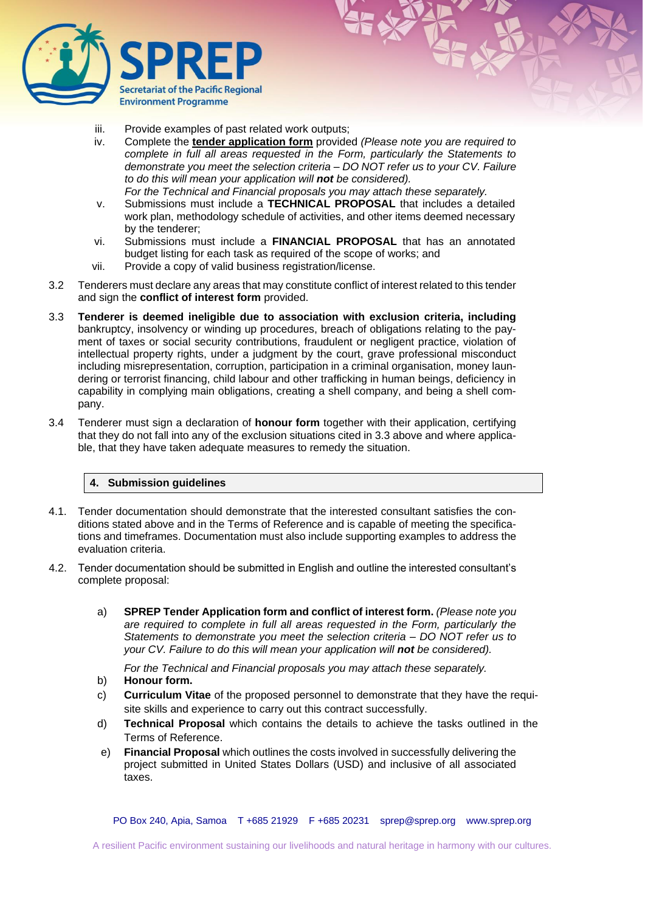iii. Provide examples of past related work outputs;

iv. Complete the **tender application form** provided *(Please note you are required to complete in full all areas requested in the Form, particularly the Statements to demonstrate you meet the selection criteria – DO NOT refer us to your CV. Failure to do this will mean your application will **not** be considered).*

*For the Technical and Financial proposals you may attach these separately.*

v. Submissions must include a **TECHNICAL PROPOSAL** that includes a detailed work plan, methodology schedule of activities, and other items deemed necessary by the tenderer;

vi. Submissions must include a **FINANCIAL PROPOSAL** that has an annotated budget listing for each task as required of the scope of works; and

vii. Provide a copy of valid business registration/license.

3.2 Tenderers must declare any areas that may constitute conflict of interest related to this tender and sign the **conflict of interest form** provided.

3.3 **Tenderer is deemed ineligible due to association with exclusion criteria, including** bankruptcy, insolvency or winding up procedures, breach of obligations relating to the payment of taxes or social security contributions, fraudulent or negligent practice, violation of intellectual property rights, under a judgment by the court, grave professional misconduct including misrepresentation, corruption, participation in a criminal organisation, money laundering or terrorist financing, child labour and other trafficking in human beings, deficiency in capability in complying main obligations, creating a shell company, and being a shell company.

3.4 Tenderer must sign a declaration of **honour form** together with their application, certifying that they do not fall into any of the exclusion situations cited in 3.3 above and where applicable, that they have taken adequate measures to remedy the situation.

## 4. Submission guidelines

4.1. Tender documentation should demonstrate that the interested consultant satisfies the conditions stated above and in the Terms of Reference and is capable of meeting the specifications and timeframes. Documentation must also include supporting examples to address the evaluation criteria.

4.2. Tender documentation should be submitted in English and outline the interested consultant's complete proposal:

a) **SPREP Tender Application form and conflict of interest form.** *(Please note you are required to complete in full all areas requested in the Form, particularly the Statements to demonstrate you meet the selection criteria – DO NOT refer us to your CV. Failure to do this will mean your application will **not** be considered).*

*For the Technical and Financial proposals you may attach these separately.*

b) **Honour form.**

c) **Curriculum Vitae** of the proposed personnel to demonstrate that they have the requisite skills and experience to carry out this contract successfully.

d) **Technical Proposal** which contains the details to achieve the tasks outlined in the Terms of Reference.

e) **Financial Proposal** which outlines the costs involved in successfully delivering the project submitted in United States Dollars (USD) and inclusive of all associated taxes.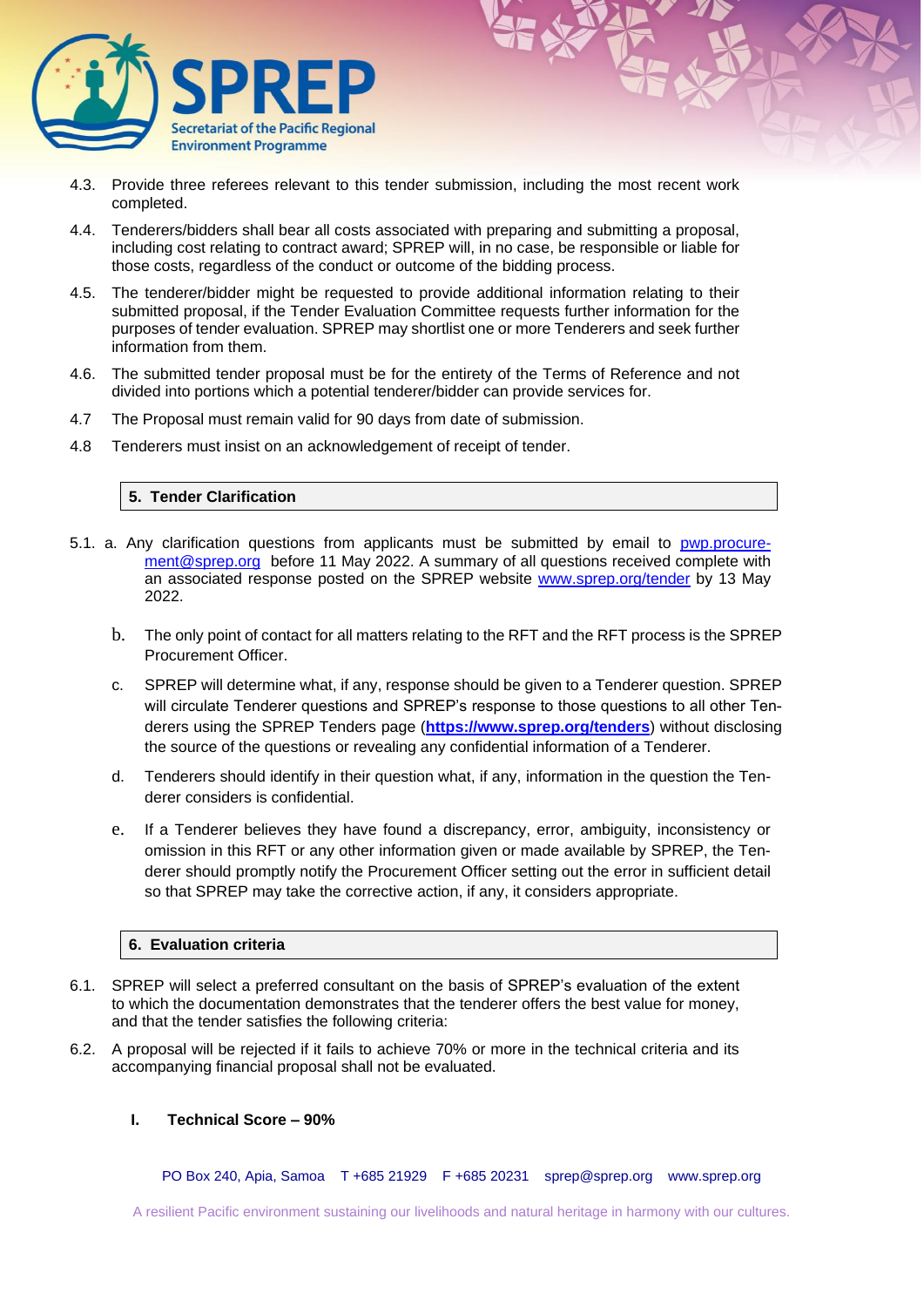4.3. Provide three referees relevant to this tender submission, including the most recent work completed.

4.4. Tenderers/bidders shall bear all costs associated with preparing and submitting a proposal, including cost relating to contract award; SPREP will, in no case, be responsible or liable for those costs, regardless of the conduct or outcome of the bidding process.

4.5. The tenderer/bidder might be requested to provide additional information relating to their submitted proposal, if the Tender Evaluation Committee requests further information for the purposes of tender evaluation. SPREP may shortlist one or more Tenderers and seek further information from them.

4.6. The submitted tender proposal must be for the entirety of the Terms of Reference and not divided into portions which a potential tenderer/bidder can provide services for.

4.7 The Proposal must remain valid for 90 days from date of submission.

4.8 Tenderers must insist on an acknowledgement of receipt of tender.

## 5. Tender Clarification

5.1. a. Any clarification questions from applicants must be submitted by email to [pwp.procurement@sprep.org](mailto:pwp.procurement@sprep.org) before 11 May 2022. A summary of all questions received complete with an associated response posted on the SPREP website [www.sprep.org/tender](www.sprep.org/tender) by 13 May 2022.

b. The only point of contact for all matters relating to the RFT and the RFT process is the SPREP Procurement Officer.

c. SPREP will determine what, if any, response should be given to a Tenderer question. SPREP will circulate Tenderer questions and SPREP's response to those questions to all other Tenderers using the SPREP Tenders page (**[https://www.sprep.org/tenders](https://www.sprep.org/tenders)**) without disclosing the source of the questions or revealing any confidential information of a Tenderer.

d. Tenderers should identify in their question what, if any, information in the question the Tenderer considers is confidential.

e. If a Tenderer believes they have found a discrepancy, error, ambiguity, inconsistency or omission in this RFT or any other information given or made available by SPREP, the Tenderer should promptly notify the Procurement Officer setting out the error in sufficient detail so that SPREP may take the corrective action, if any, it considers appropriate.

## 6. Evaluation criteria

6.1. SPREP will select a preferred consultant on the basis of SPREP's evaluation of the extent to which the documentation demonstrates that the tenderer offers the best value for money, and that the tender satisfies the following criteria:

6.2. A proposal will be rejected if it fails to achieve 70% or more in the technical criteria and its accompanying financial proposal shall not be evaluated.

### I. Technical Score – 90%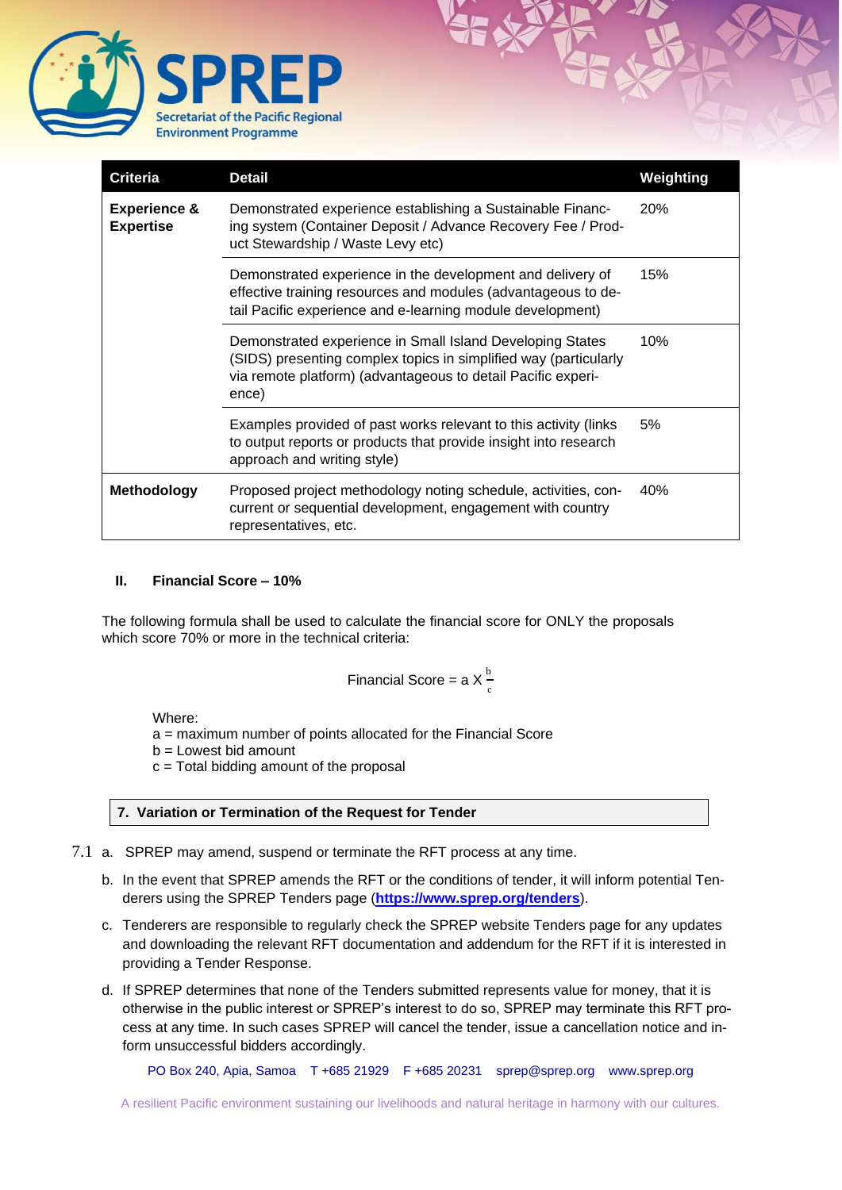| Criteria | Detail | Weighting |
|---|---|---|
| **Experience & Expertise** | Demonstrated experience establishing a Sustainable Financing system (Container Deposit / Advance Recovery Fee / Product Stewardship / Waste Levy etc) | 20% |
| | Demonstrated experience in the development and delivery of effective training resources and modules (advantageous to detail Pacific experience and e-learning module development) | 15% |
| | Demonstrated experience in Small Island Developing States (SIDS) presenting complex topics in simplified way (particularly via remote platform) (advantageous to detail Pacific experience) | 10% |
| | Examples provided of past works relevant to this activity (links to output reports or products that provide insight into research approach and writing style) | 5% |
| **Methodology** | Proposed project methodology noting schedule, activities, concurrent or sequential development, engagement with country representatives, etc. | 40% |

**II. Financial Score – 10%**

The following formula shall be used to calculate the financial score for ONLY the proposals which score 70% or more in the technical criteria:

$$\text{Financial Score} = a \times \frac{b}{c}$$

Where:
a = maximum number of points allocated for the Financial Score
b = Lowest bid amount
c = Total bidding amount of the proposal

## 7. Variation or Termination of the Request for Tender

7.1 a. SPREP may amend, suspend or terminate the RFT process at any time.

b. In the event that SPREP amends the RFT or the conditions of tender, it will inform potential Tenderers using the SPREP Tenders page (**https://www.sprep.org/tenders**).

c. Tenderers are responsible to regularly check the SPREP website Tenders page for any updates and downloading the relevant RFT documentation and addendum for the RFT if it is interested in providing a Tender Response.

d. If SPREP determines that none of the Tenders submitted represents value for money, that it is otherwise in the public interest or SPREP's interest to do so, SPREP may terminate this RFT process at any time. In such cases SPREP will cancel the tender, issue a cancellation notice and inform unsuccessful bidders accordingly.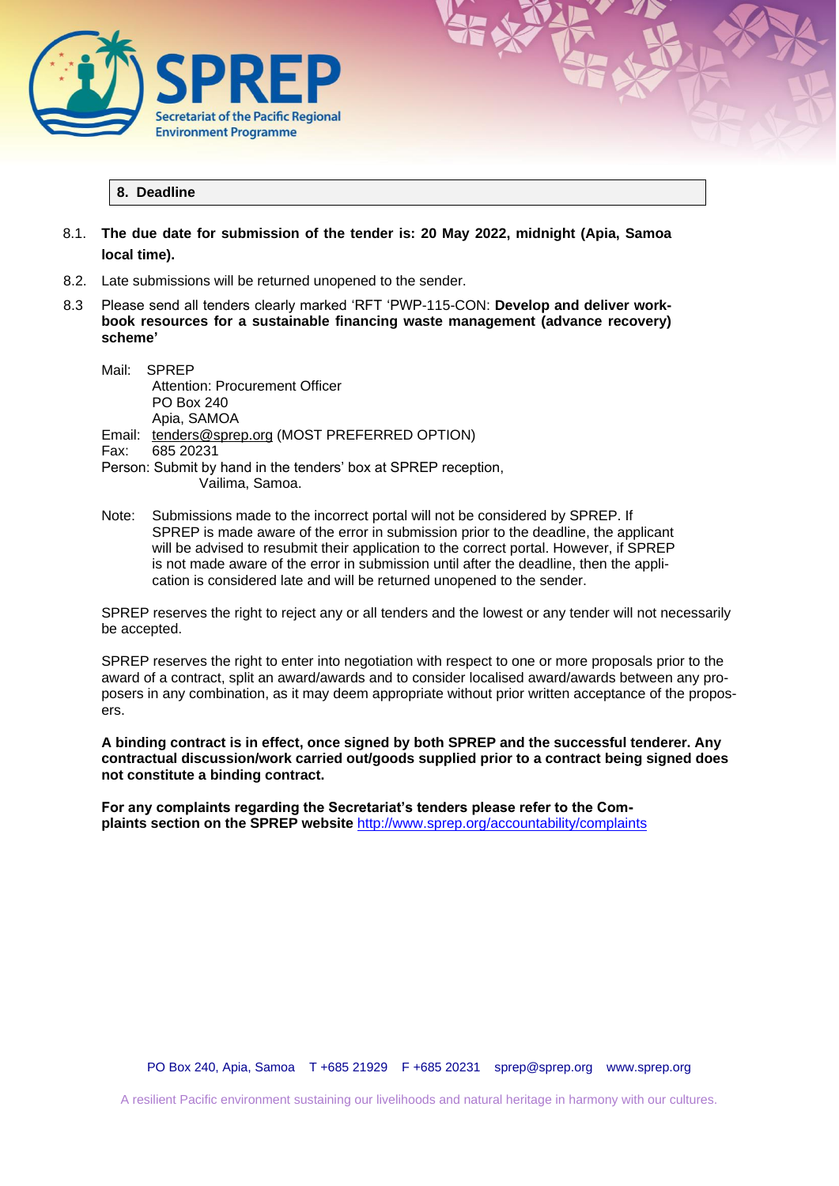## 8. Deadline

8.1. **The due date for submission of the tender is: 20 May 2022, midnight (Apia, Samoa local time).**

8.2. Late submissions will be returned unopened to the sender.

8.3 Please send all tenders clearly marked 'RFT 'PWP-115-CON: **Develop and deliver work-book resources for a sustainable financing waste management (advance recovery) scheme'**

Mail: SPREP
Attention: Procurement Officer
PO Box 240
Apia, SAMOA

Email: tenders@sprep.org (MOST PREFERRED OPTION)

Fax: 685 20231

Person: Submit by hand in the tenders' box at SPREP reception, Vailima, Samoa.

Note: Submissions made to the incorrect portal will not be considered by SPREP. If SPREP is made aware of the error in submission prior to the deadline, the applicant will be advised to resubmit their application to the correct portal. However, if SPREP is not made aware of the error in submission until after the deadline, then the application is considered late and will be returned unopened to the sender.

SPREP reserves the right to reject any or all tenders and the lowest or any tender will not necessarily be accepted.

SPREP reserves the right to enter into negotiation with respect to one or more proposals prior to the award of a contract, split an award/awards and to consider localised award/awards between any proposers in any combination, as it may deem appropriate without prior written acceptance of the proposers.

**A binding contract is in effect, once signed by both SPREP and the successful tenderer. Any contractual discussion/work carried out/goods supplied prior to a contract being signed does not constitute a binding contract.**

**For any complaints regarding the Secretariat's tenders please refer to the Complaints section on the SPREP website** http://www.sprep.org/accountability/complaints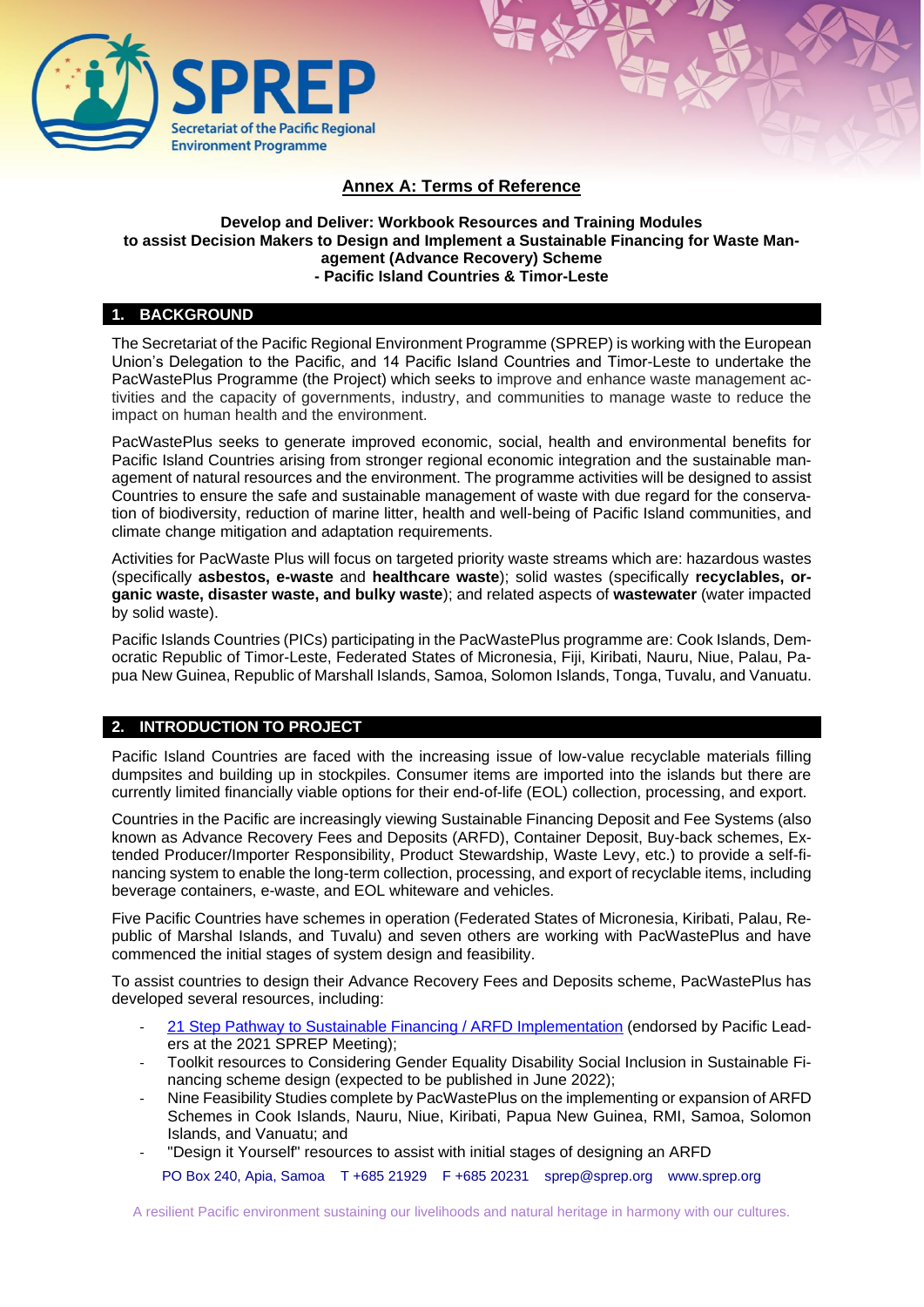## Annex A: Terms of Reference

**Develop and Deliver: Workbook Resources and Training Modules to assist Decision Makers to Design and Implement a Sustainable Financing for Waste Management (Advance Recovery) Scheme - Pacific Island Countries & Timor-Leste**

### 1. BACKGROUND

The Secretariat of the Pacific Regional Environment Programme (SPREP) is working with the European Union's Delegation to the Pacific, and 14 Pacific Island Countries and Timor-Leste to undertake the PacWastePlus Programme (the Project) which seeks to improve and enhance waste management activities and the capacity of governments, industry, and communities to manage waste to reduce the impact on human health and the environment.

PacWastePlus seeks to generate improved economic, social, health and environmental benefits for Pacific Island Countries arising from stronger regional economic integration and the sustainable management of natural resources and the environment. The programme activities will be designed to assist Countries to ensure the safe and sustainable management of waste with due regard for the conservation of biodiversity, reduction of marine litter, health and well-being of Pacific Island communities, and climate change mitigation and adaptation requirements.

Activities for PacWaste Plus will focus on targeted priority waste streams which are: hazardous wastes (specifically **asbestos, e-waste** and **healthcare waste**); solid wastes (specifically **recyclables, organic waste, disaster waste, and bulky waste**); and related aspects of **wastewater** (water impacted by solid waste).

Pacific Islands Countries (PICs) participating in the PacWastePlus programme are: Cook Islands, Democratic Republic of Timor-Leste, Federated States of Micronesia, Fiji, Kiribati, Nauru, Niue, Palau, Papua New Guinea, Republic of Marshall Islands, Samoa, Solomon Islands, Tonga, Tuvalu, and Vanuatu.

### 2. INTRODUCTION TO PROJECT

Pacific Island Countries are faced with the increasing issue of low-value recyclable materials filling dumpsites and building up in stockpiles. Consumer items are imported into the islands but there are currently limited financially viable options for their end-of-life (EOL) collection, processing, and export.

Countries in the Pacific are increasingly viewing Sustainable Financing Deposit and Fee Systems (also known as Advance Recovery Fees and Deposits (ARFD), Container Deposit, Buy-back schemes, Extended Producer/Importer Responsibility, Product Stewardship, Waste Levy, etc.) to provide a self-financing system to enable the long-term collection, processing, and export of recyclable items, including beverage containers, e-waste, and EOL whiteware and vehicles.

Five Pacific Countries have schemes in operation (Federated States of Micronesia, Kiribati, Palau, Republic of Marshal Islands, and Tuvalu) and seven others are working with PacWastePlus and have commenced the initial stages of system design and feasibility.

To assist countries to design their Advance Recovery Fees and Deposits scheme, PacWastePlus has developed several resources, including:

- 21 Step Pathway to Sustainable Financing / ARFD Implementation (endorsed by Pacific Leaders at the 2021 SPREP Meeting);
- Toolkit resources to Considering Gender Equality Disability Social Inclusion in Sustainable Financing scheme design (expected to be published in June 2022);
- Nine Feasibility Studies complete by PacWastePlus on the implementing or expansion of ARFD Schemes in Cook Islands, Nauru, Niue, Kiribati, Papua New Guinea, RMI, Samoa, Solomon Islands, and Vanuatu; and
- "Design it Yourself" resources to assist with initial stages of designing an ARFD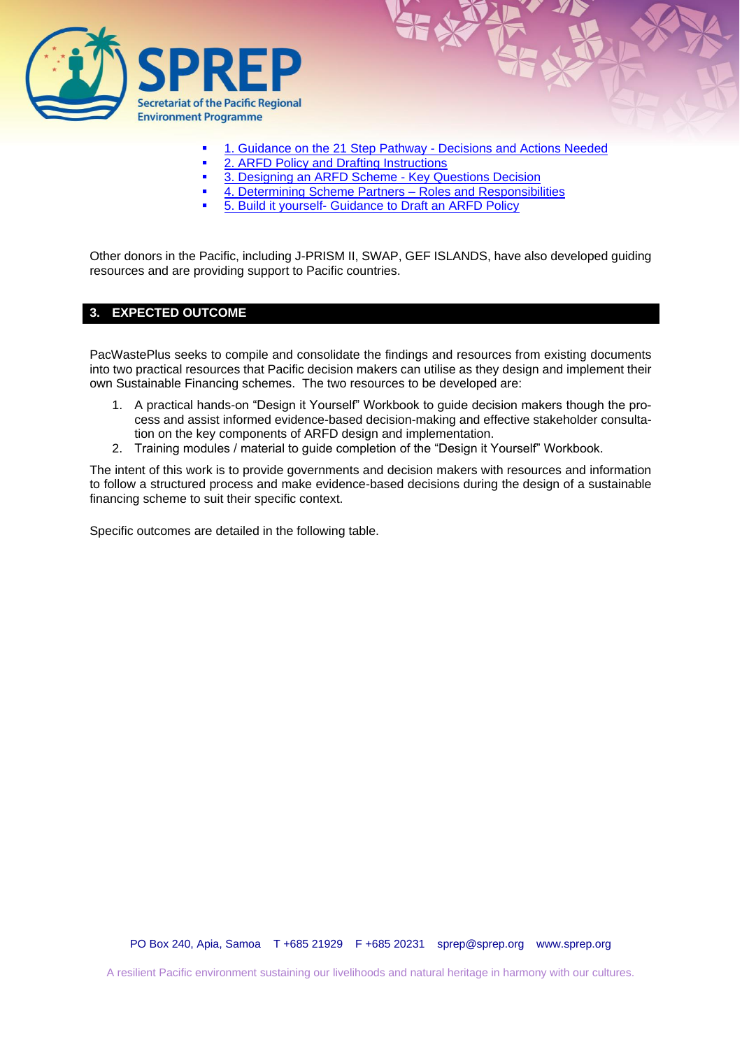- 1. Guidance on the 21 Step Pathway - Decisions and Actions Needed
- 2. ARFD Policy and Drafting Instructions
- 3. Designing an ARFD Scheme - Key Questions Decision
- 4. Determining Scheme Partners – Roles and Responsibilities
- 5. Build it yourself- Guidance to Draft an ARFD Policy

Other donors in the Pacific, including J-PRISM II, SWAP, GEF ISLANDS, have also developed guiding resources and are providing support to Pacific countries.

## 3. EXPECTED OUTCOME

PacWastePlus seeks to compile and consolidate the findings and resources from existing documents into two practical resources that Pacific decision makers can utilise as they design and implement their own Sustainable Financing schemes. The two resources to be developed are:

1. A practical hands-on "Design it Yourself" Workbook to guide decision makers though the process and assist informed evidence-based decision-making and effective stakeholder consultation on the key components of ARFD design and implementation.
2. Training modules / material to guide completion of the "Design it Yourself" Workbook.

The intent of this work is to provide governments and decision makers with resources and information to follow a structured process and make evidence-based decisions during the design of a sustainable financing scheme to suit their specific context.

Specific outcomes are detailed in the following table.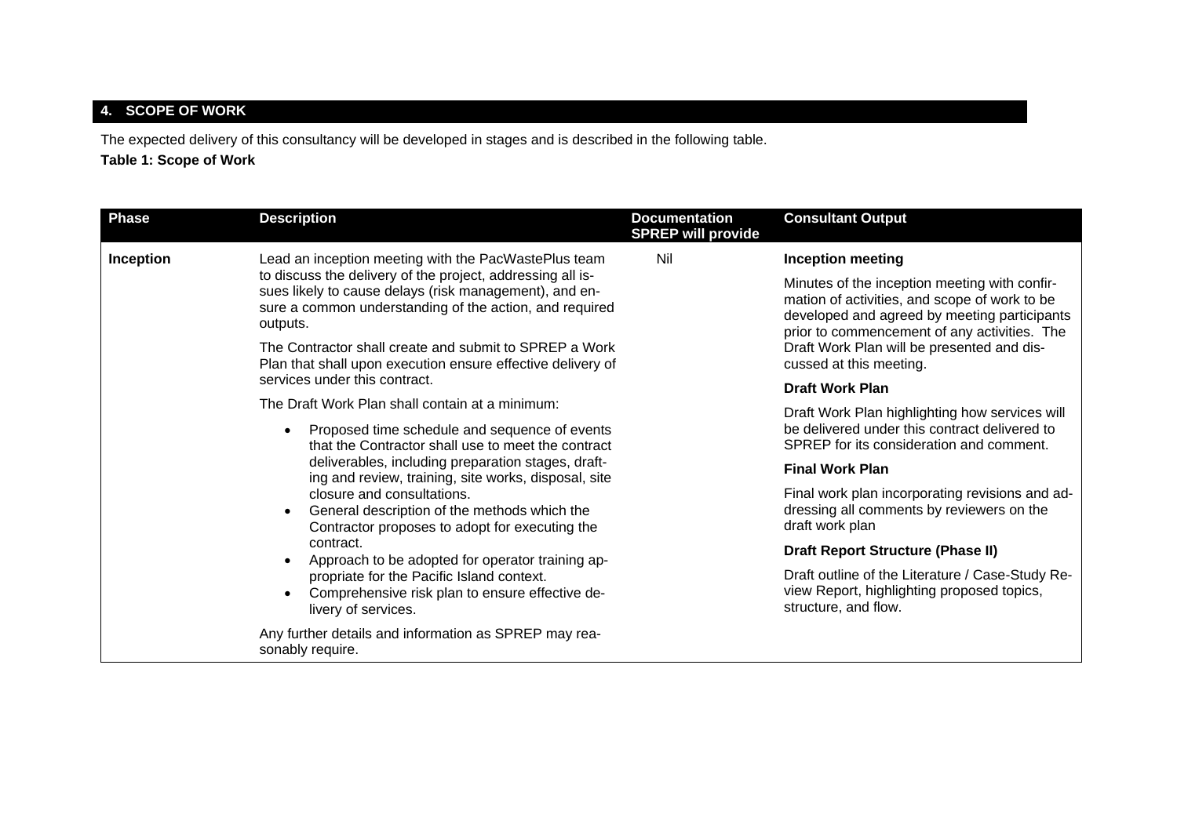## 4. SCOPE OF WORK

The expected delivery of this consultancy will be developed in stages and is described in the following table.

**Table 1: Scope of Work**

| Phase | Description | Documentation SPREP will provide | Consultant Output |
|---|---|---|---|
| **Inception** | Lead an inception meeting with the PacWastePlus team to discuss the delivery of the project, addressing all issues likely to cause delays (risk management), and ensure a common understanding of the action, and required outputs.<br><br>The Contractor shall create and submit to SPREP a Work Plan that shall upon execution ensure effective delivery of services under this contract.<br><br>The Draft Work Plan shall contain at a minimum:<br>• Proposed time schedule and sequence of events that the Contractor shall use to meet the contract deliverables, including preparation stages, drafting and review, training, site works, disposal, site closure and consultations.<br>• General description of the methods which the Contractor proposes to adopt for executing the contract.<br>• Approach to be adopted for operator training appropriate for the Pacific Island context.<br>• Comprehensive risk plan to ensure effective delivery of services.<br><br>Any further details and information as SPREP may reasonably require. | Nil | **Inception meeting**<br><br>Minutes of the inception meeting with confirmation of activities, and scope of work to be developed and agreed by meeting participants prior to commencement of any activities. The Draft Work Plan will be presented and discussed at this meeting.<br><br>**Draft Work Plan**<br><br>Draft Work Plan highlighting how services will be delivered under this contract delivered to SPREP for its consideration and comment.<br><br>**Final Work Plan**<br><br>Final work plan incorporating revisions and addressing all comments by reviewers on the draft work plan<br><br>**Draft Report Structure (Phase II)**<br><br>Draft outline of the Literature / Case-Study Review Report, highlighting proposed topics, structure, and flow. |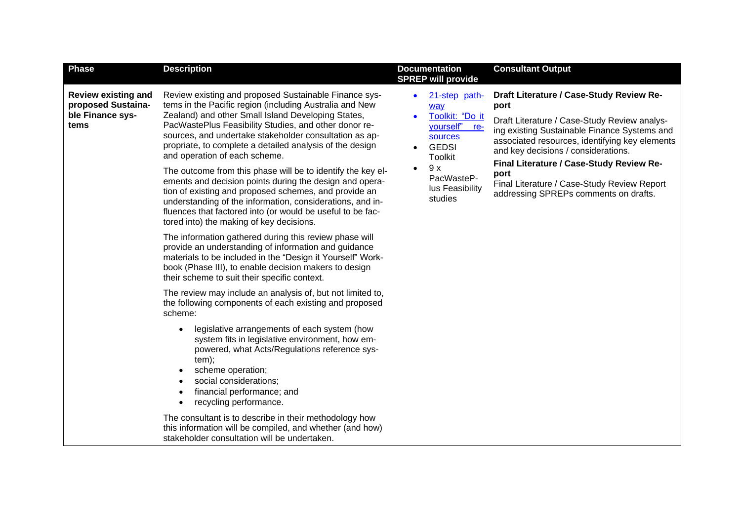| Phase | Description | Documentation SPREP will provide | Consultant Output |
|---|---|---|---|
| **Review existing and proposed Sustainable Finance systems** | Review existing and proposed Sustainable Finance systems in the Pacific region (including Australia and New Zealand) and other Small Island Developing States, PacWastePlus Feasibility Studies, and other donor resources, and undertake stakeholder consultation as appropriate, to complete a detailed analysis of the design and operation of each scheme.<br><br>The outcome from this phase will be to identify the key elements and decision points during the design and operation of existing and proposed schemes, and provide an understanding of the information, considerations, and influences that factored into (or would be useful to be factored into) the making of key decisions.<br><br>The information gathered during this review phase will provide an understanding of information and guidance materials to be included in the "Design it Yourself" Workbook (Phase III), to enable decision makers to design their scheme to suit their specific context.<br><br>The review may include an analysis of, but not limited to, the following components of each existing and proposed scheme:<br><br>• legislative arrangements of each system (how system fits in legislative environment, how empowered, what Acts/Regulations reference system);<br>• scheme operation;<br>• social considerations;<br>• financial performance; and<br>• recycling performance.<br><br>The consultant is to describe in their methodology how this information will be compiled, and whether (and how) stakeholder consultation will be undertaken. | • 21-step pathway<br>• Toolkit: "Do it yourself" resources<br>• GEDSI Toolkit<br>• 9 x PacWastePlus Feasibility studies | **Draft Literature / Case-Study Review Report**<br><br>Draft Literature / Case-Study Review analysing existing Sustainable Finance Systems and associated resources, identifying key elements and key decisions / considerations.<br><br>**Final Literature / Case-Study Review Report**<br><br>Final Literature / Case-Study Review Report addressing SPREPs comments on drafts. |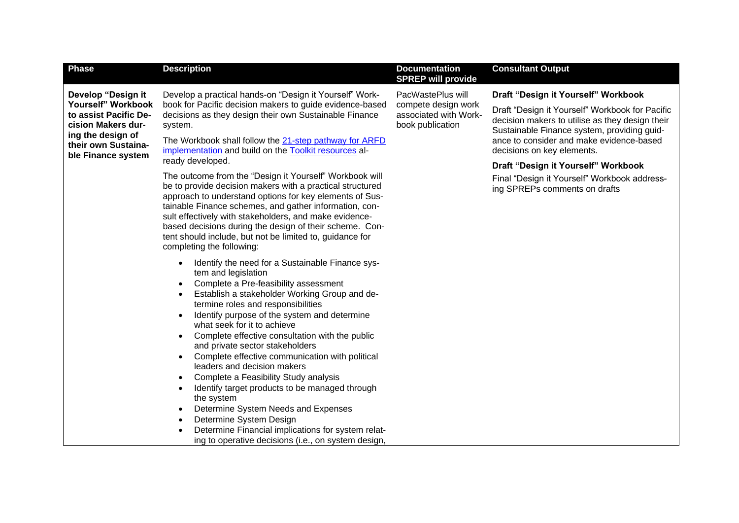| Phase | Description | Documentation SPREP will provide | Consultant Output |
|---|---|---|---|
| **Develop "Design it Yourself" Workbook to assist Pacific Decision Makers during the design of their own Sustainable Finance system** | Develop a practical hands-on "Design it Yourself" Workbook for Pacific decision makers to guide evidence-based decisions as they design their own Sustainable Finance system.<br><br>The Workbook shall follow the [21-step pathway for ARFD implementation]() and build on the [Toolkit resources]() already developed.<br><br>The outcome from the "Design it Yourself" Workbook will be to provide decision makers with a practical structured approach to understand options for key elements of Sustainable Finance schemes, and gather information, consult effectively with stakeholders, and make evidence-based decisions during the design of their scheme. Content should include, but not be limited to, guidance for completing the following:<br><br>• Identify the need for a Sustainable Finance system and legislation<br>• Complete a Pre-feasibility assessment<br>• Establish a stakeholder Working Group and determine roles and responsibilities<br>• Identify purpose of the system and determine what seek for it to achieve<br>• Complete effective consultation with the public and private sector stakeholders<br>• Complete effective communication with political leaders and decision makers<br>• Complete a Feasibility Study analysis<br>• Identify target products to be managed through the system<br>• Determine System Needs and Expenses<br>• Determine System Design<br>• Determine Financial implications for system relating to operative decisions (i.e., on system design, | PacWastePlus will compete design work associated with Workbook publication | **Draft "Design it Yourself" Workbook**<br><br>Draft "Design it Yourself" Workbook for Pacific decision makers to utilise as they design their Sustainable Finance system, providing guidance to consider and make evidence-based decisions on key elements.<br><br>**Draft "Design it Yourself" Workbook**<br><br>Final "Design it Yourself" Workbook addressing SPREPs comments on drafts |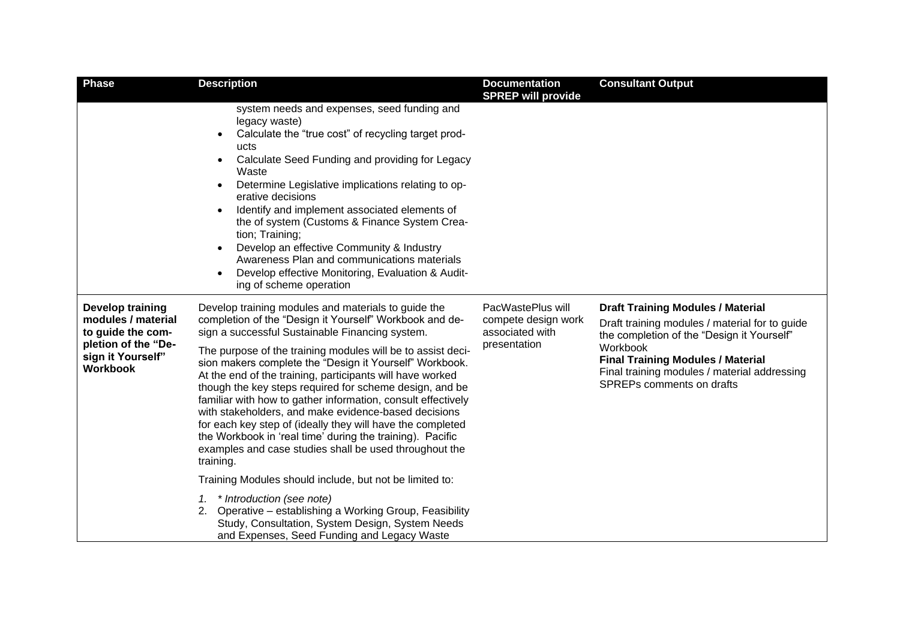| Phase | Description | Documentation SPREP will provide | Consultant Output |
|---|---|---|---|
| | system needs and expenses, seed funding and legacy waste)<br>• Calculate the "true cost" of recycling target products<br>• Calculate Seed Funding and providing for Legacy Waste<br>• Determine Legislative implications relating to operative decisions<br>• Identify and implement associated elements of the of system (Customs & Finance System Creation; Training;<br>• Develop an effective Community & Industry Awareness Plan and communications materials<br>• Develop effective Monitoring, Evaluation & Auditing of scheme operation | | |
| **Develop training modules / material to guide the completion of the "Design it Yourself" Workbook** | Develop training modules and materials to guide the completion of the "Design it Yourself" Workbook and design a successful Sustainable Financing system.<br><br>The purpose of the training modules will be to assist decision makers complete the "Design it Yourself" Workbook. At the end of the training, participants will have worked though the key steps required for scheme design, and be familiar with how to gather information, consult effectively with stakeholders, and make evidence-based decisions for each key step of (ideally they will have the completed the Workbook in 'real time' during the training). Pacific examples and case studies shall be used throughout the training.<br><br>Training Modules should include, but not be limited to:<br><br>1. *\* Introduction (see note)*<br>2. Operative – establishing a Working Group, Feasibility Study, Consultation, System Design, System Needs and Expenses, Seed Funding and Legacy Waste | PacWastePlus will compete design work associated with presentation | **Draft Training Modules / Material**<br>Draft training modules / material for to guide the completion of the "Design it Yourself" Workbook<br>**Final Training Modules / Material**<br>Final training modules / material addressing SPREPs comments on drafts |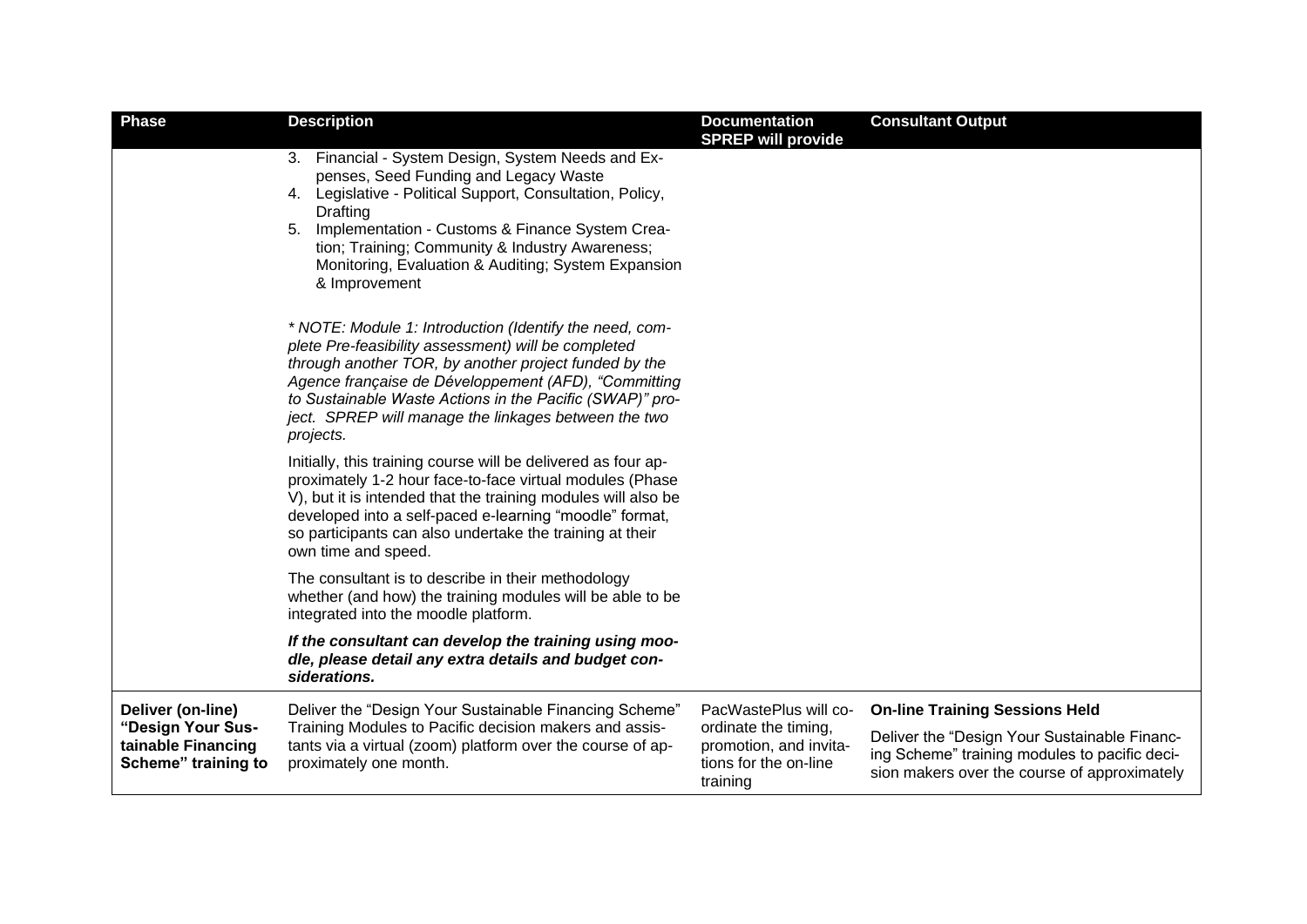| Phase | Description | Documentation SPREP will provide | Consultant Output |
|---|---|---|---|
| | 3. Financial - System Design, System Needs and Expenses, Seed Funding and Legacy Waste<br>4. Legislative - Political Support, Consultation, Policy, Drafting<br>5. Implementation - Customs & Finance System Creation; Training; Community & Industry Awareness; Monitoring, Evaluation & Auditing; System Expansion & Improvement<br><br>*\* NOTE: Module 1: Introduction (Identify the need, complete Pre-feasibility assessment) will be completed through another TOR, by another project funded by the Agence française de Développement (AFD), "Committing to Sustainable Waste Actions in the Pacific (SWAP)" project. SPREP will manage the linkages between the two projects.*<br><br>Initially, this training course will be delivered as four approximately 1-2 hour face-to-face virtual modules (Phase V), but it is intended that the training modules will also be developed into a self-paced e-learning "moodle" format, so participants can also undertake the training at their own time and speed.<br><br>The consultant is to describe in their methodology whether (and how) the training modules will be able to be integrated into the moodle platform.<br><br>***If the consultant can develop the training using moodle, please detail any extra details and budget considerations.*** | | |
| **Deliver (on-line) "Design Your Sustainable Financing Scheme" training to** | Deliver the "Design Your Sustainable Financing Scheme" Training Modules to Pacific decision makers and assistants via a virtual (zoom) platform over the course of approximately one month. | PacWastePlus will coordinate the timing, promotion, and invitations for the on-line training | **On-line Training Sessions Held**<br><br>Deliver the "Design Your Sustainable Financing Scheme" training modules to pacific decision makers over the course of approximately |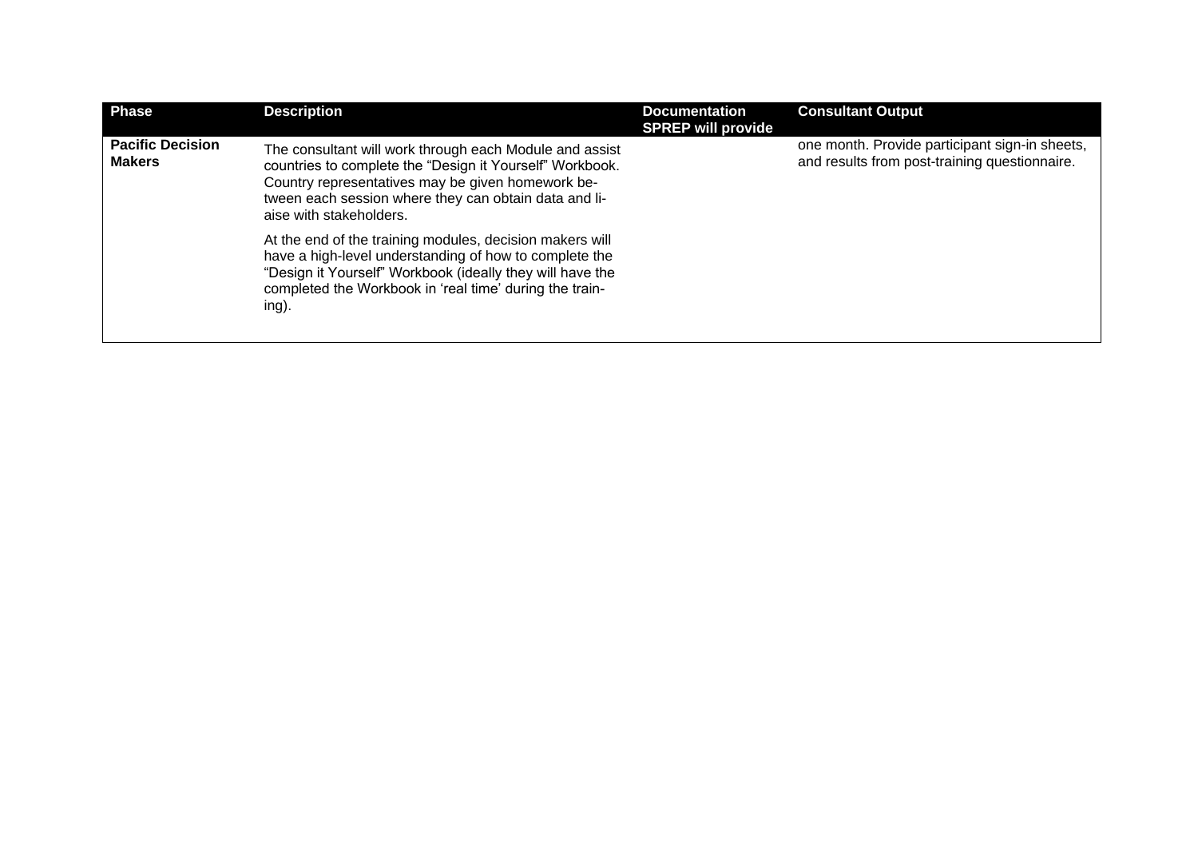| Phase | Description | Documentation SPREP will provide | Consultant Output |
|---|---|---|---|
| **Pacific Decision Makers** | The consultant will work through each Module and assist countries to complete the "Design it Yourself" Workbook. Country representatives may be given homework between each session where they can obtain data and liaise with stakeholders.<br><br>At the end of the training modules, decision makers will have a high-level understanding of how to complete the "Design it Yourself" Workbook (ideally they will have the completed the Workbook in 'real time' during the training). | | one month. Provide participant sign-in sheets, and results from post-training questionnaire. |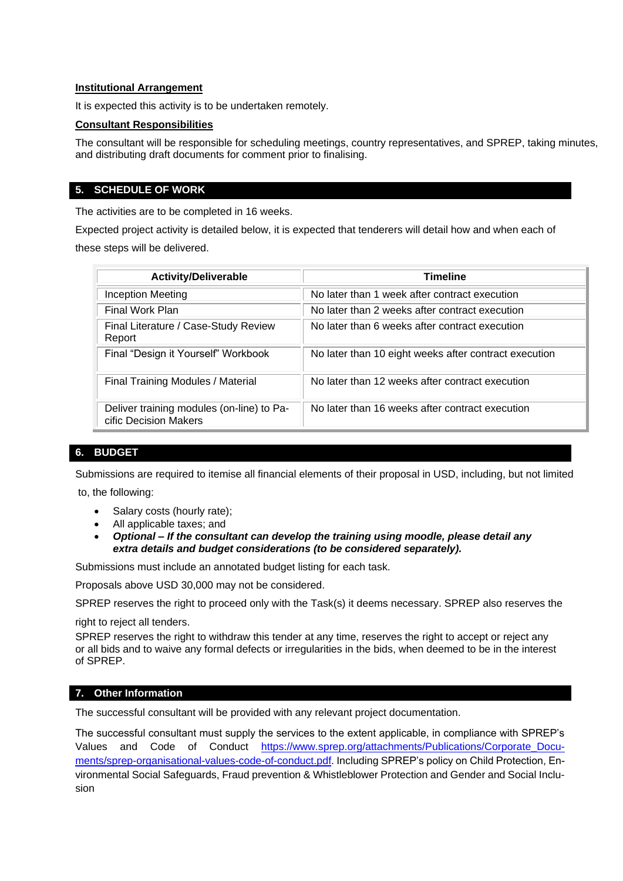**Institutional Arrangement**

It is expected this activity is to be undertaken remotely.

**Consultant Responsibilities**

The consultant will be responsible for scheduling meetings, country representatives, and SPREP, taking minutes, and distributing draft documents for comment prior to finalising.

## 5. SCHEDULE OF WORK

The activities are to be completed in 16 weeks.

Expected project activity is detailed below, it is expected that tenderers will detail how and when each of these steps will be delivered.

| Activity/Deliverable | Timeline |
|---|---|
| Inception Meeting | No later than 1 week after contract execution |
| Final Work Plan | No later than 2 weeks after contract execution |
| Final Literature / Case-Study Review Report | No later than 6 weeks after contract execution |
| Final "Design it Yourself" Workbook | No later than 10 eight weeks after contract execution |
| Final Training Modules / Material | No later than 12 weeks after contract execution |
| Deliver training modules (on-line) to Pacific Decision Makers | No later than 16 weeks after contract execution |

## 6. BUDGET

Submissions are required to itemise all financial elements of their proposal in USD, including, but not limited to, the following:

- Salary costs (hourly rate);
- All applicable taxes; and
- ***Optional – If the consultant can develop the training using moodle, please detail any extra details and budget considerations (to be considered separately).***

Submissions must include an annotated budget listing for each task.

Proposals above USD 30,000 may not be considered.

SPREP reserves the right to proceed only with the Task(s) it deems necessary. SPREP also reserves the right to reject all tenders.

SPREP reserves the right to withdraw this tender at any time, reserves the right to accept or reject any or all bids and to waive any formal defects or irregularities in the bids, when deemed to be in the interest of SPREP.

## 7. Other Information

The successful consultant will be provided with any relevant project documentation.

The successful consultant must supply the services to the extent applicable, in compliance with SPREP's Values and Code of Conduct https://www.sprep.org/attachments/Publications/Corporate_Documents/sprep-organisational-values-code-of-conduct.pdf. Including SPREP's policy on Child Protection, Environmental Social Safeguards, Fraud prevention & Whistleblower Protection and Gender and Social Inclusion